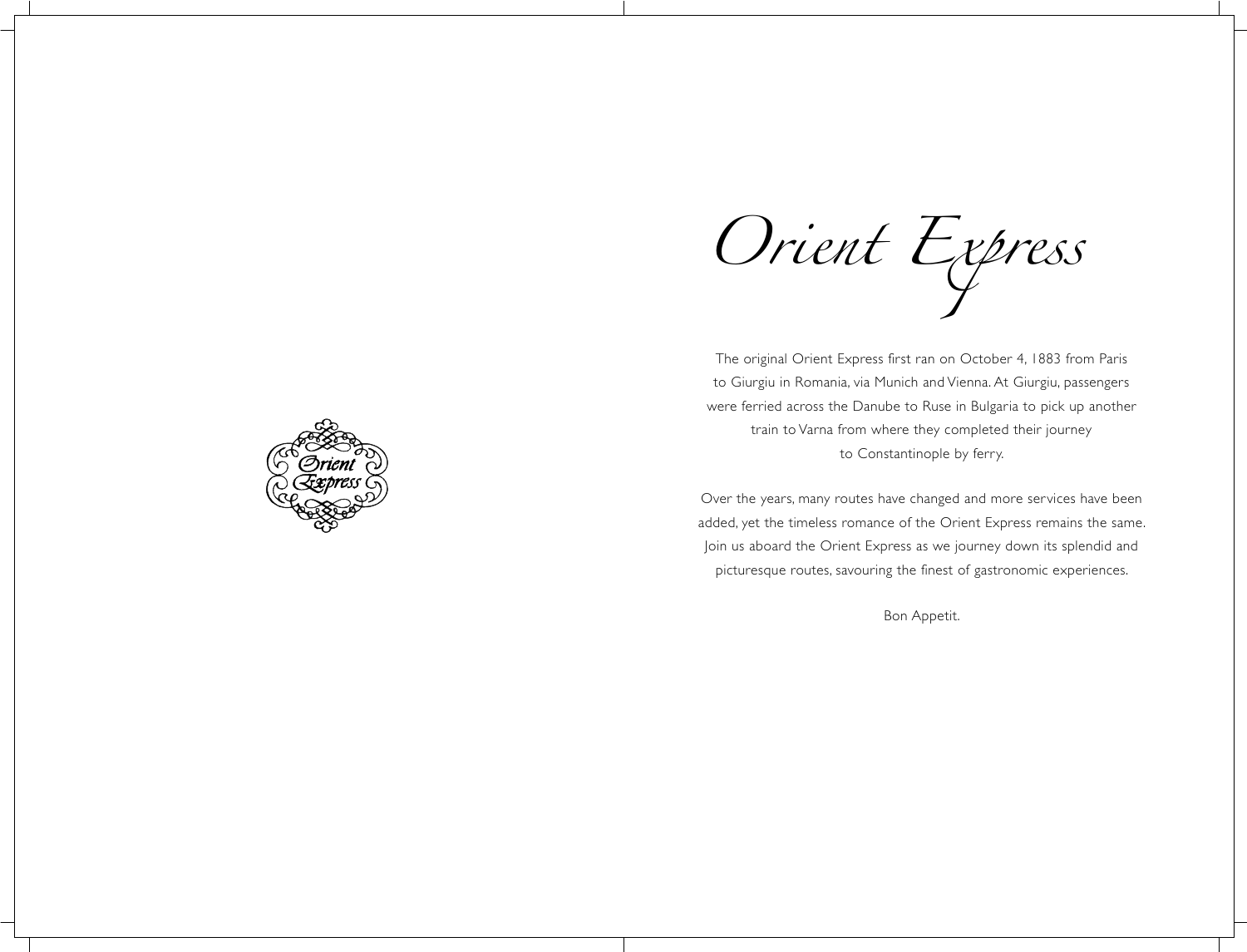# Orient Express

The original Orient Express first ran on October 4, 1883 from Paris to Giurgiu in Romania, via Munich and Vienna. At Giurgiu, passengers were ferried across the Danube to Ruse in Bulgaria to pick up another train to Varna from where they completed their journey to Constantinople by ferry.

Over the years, many routes have changed and more services have been added, yet the timeless romance of the Orient Express remains the same. Join us aboard the Orient Express as we journey down its splendid and picturesque routes, savouring the finest of gastronomic experiences.

Bon Appetit.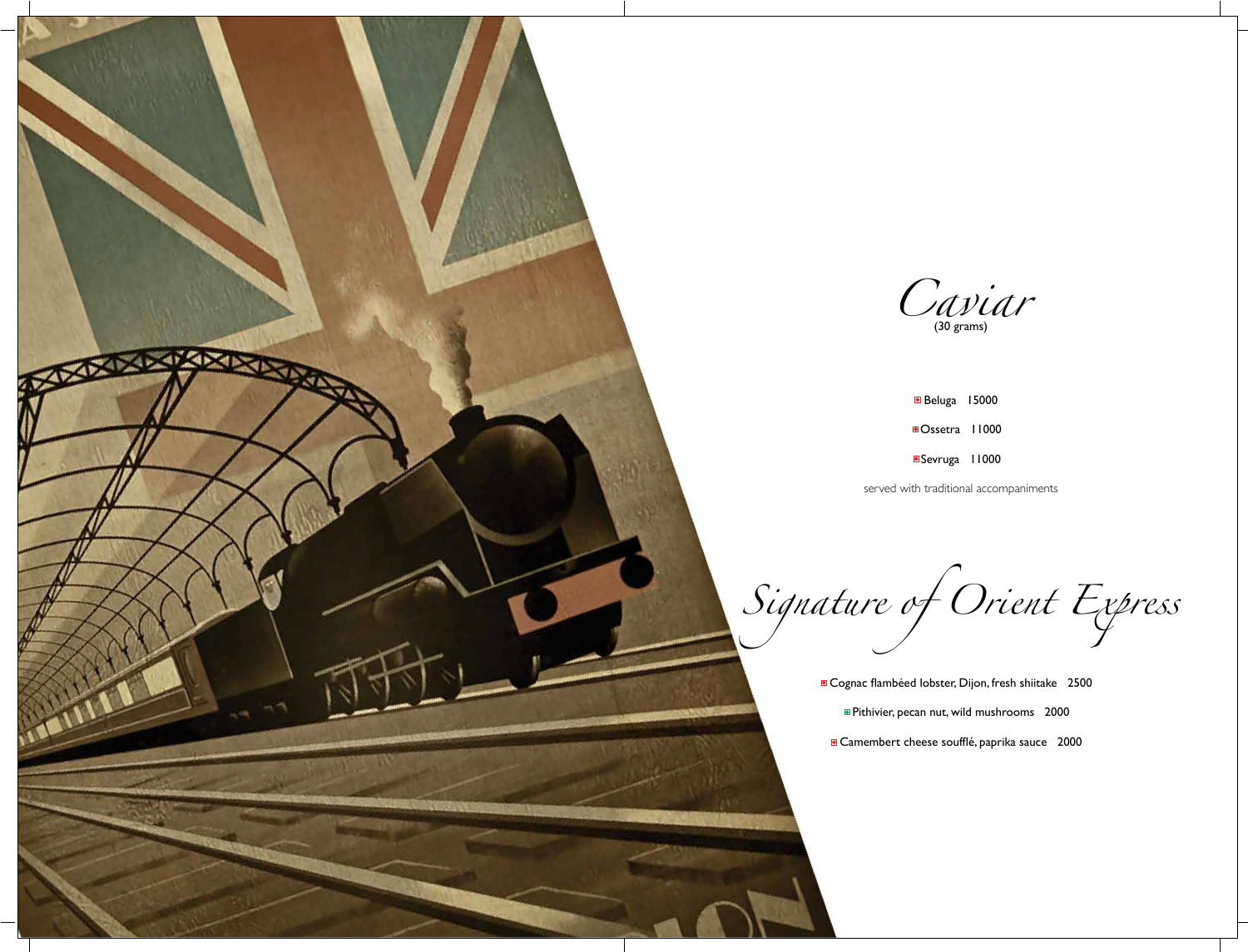# *Caviar*
(30 grams)

- Beluga 15000
- Ossetra 11000
- Sevruga 11000

served with traditional accompaniments

# *Signature of Orient Express*

- Cognac flambéed lobster, Dijon, fresh shiitake 2500
- Pithivier, pecan nut, wild mushrooms 2000
- Camembert cheese soufflé, paprika sauce 2000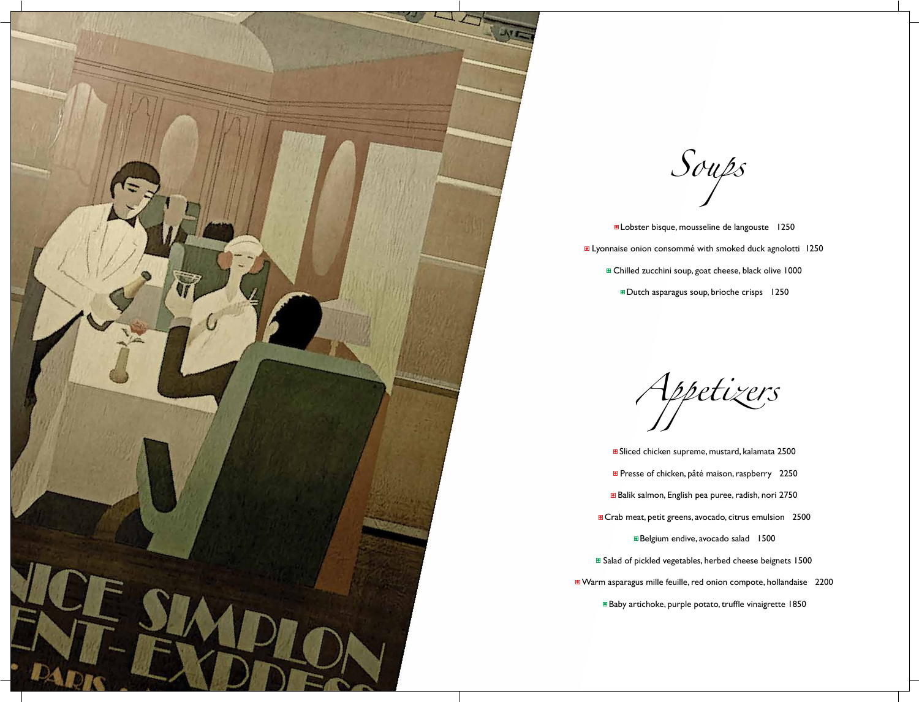## Soups

- Lobster bisque, mousseline de langouste 1250
- Lyonnaise onion consommé with smoked duck agnolotti 1250
- Chilled zucchini soup, goat cheese, black olive 1000
- Dutch asparagus soup, brioche crisps 1250

## Appetizers

- Sliced chicken supreme, mustard, kalamata 2500
- Presse of chicken, pâté maison, raspberry 2250
- Balik salmon, English pea puree, radish, nori 2750
- Crab meat, petit greens, avocado, citrus emulsion 2500
- Belgium endive, avocado salad 1500
- Salad of pickled vegetables, herbed cheese beignets 1500
- Warm asparagus mille feuille, red onion compote, hollandaise 2200
- Baby artichoke, purple potato, truffle vinaigrette 1850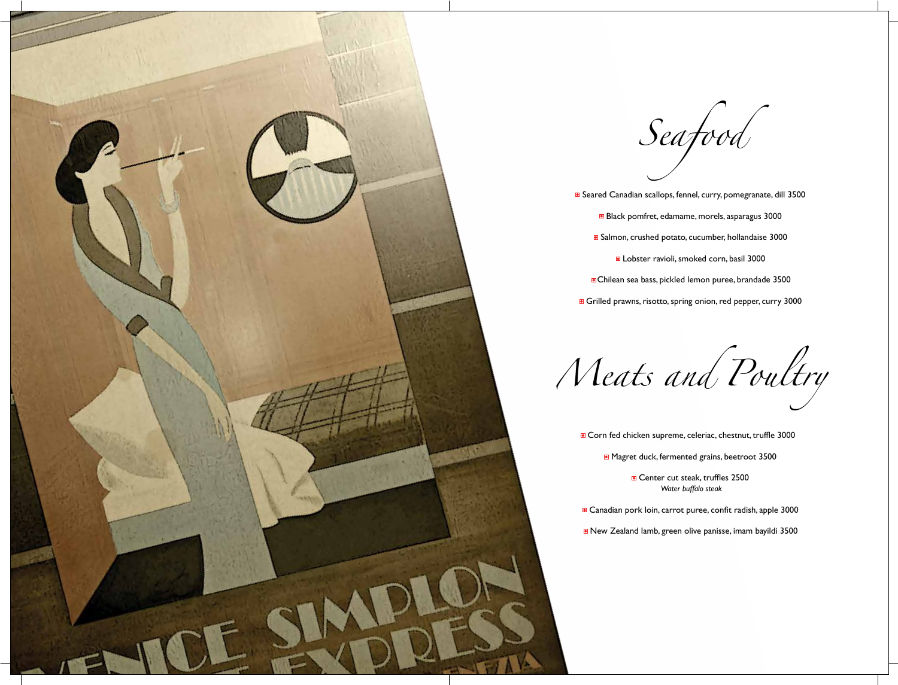# Seafood

- Seared Canadian scallops, fennel, curry, pomegranate, dill 3500
- Black pomfret, edamame, morels, asparagus 3000
- Salmon, crushed potato, cucumber, hollandaise 3000
- Lobster ravioli, smoked corn, basil 3000
- Chilean sea bass, pickled lemon puree, brandade 3500
- Grilled prawns, risotto, spring onion, red pepper, curry 3000

# Meats and Poultry

- Corn fed chicken supreme, celeriac, chestnut, truffle 3000
- Magret duck, fermented grains, beetroot 3500
- Center cut steak, truffles 2500
  *Water buffalo steak*
- Canadian pork loin, carrot puree, confit radish, apple 3000
- New Zealand lamb, green olive panisse, imam bayildi 3500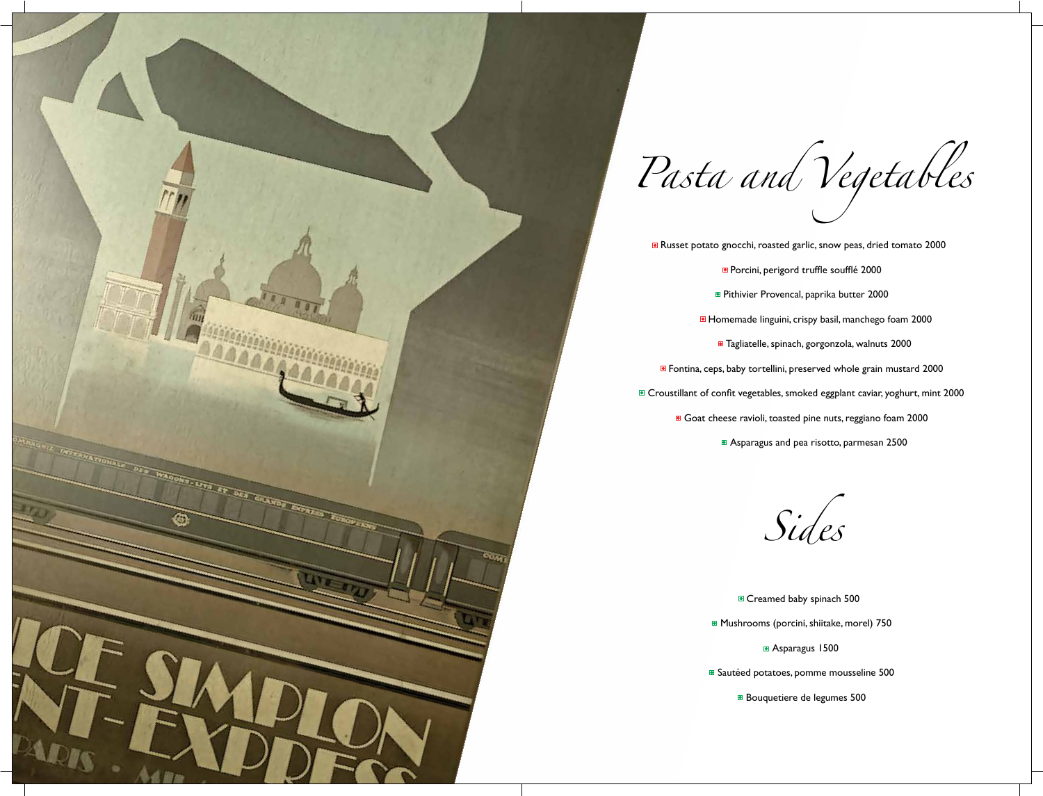# Pasta and Vegetables

- Russet potato gnocchi, roasted garlic, snow peas, dried tomato 2000
- Porcini, perigord truffle soufflé 2000
- Pithivier Provencal, paprika butter 2000
- Homemade linguini, crispy basil, manchego foam 2000
- Tagliatelle, spinach, gorgonzola, walnuts 2000
- Fontina, ceps, baby tortellini, preserved whole grain mustard 2000
- Croustillant of confit vegetables, smoked eggplant caviar, yoghurt, mint 2000
- Goat cheese ravioli, toasted pine nuts, reggiano foam 2000
- Asparagus and pea risotto, parmesan 2500

# Sides

- Creamed baby spinach 500
- Mushrooms (porcini, shiitake, morel) 750
- Asparagus 1500
- Sautéed potatoes, pomme mousseline 500
- Bouquetiere de legumes 500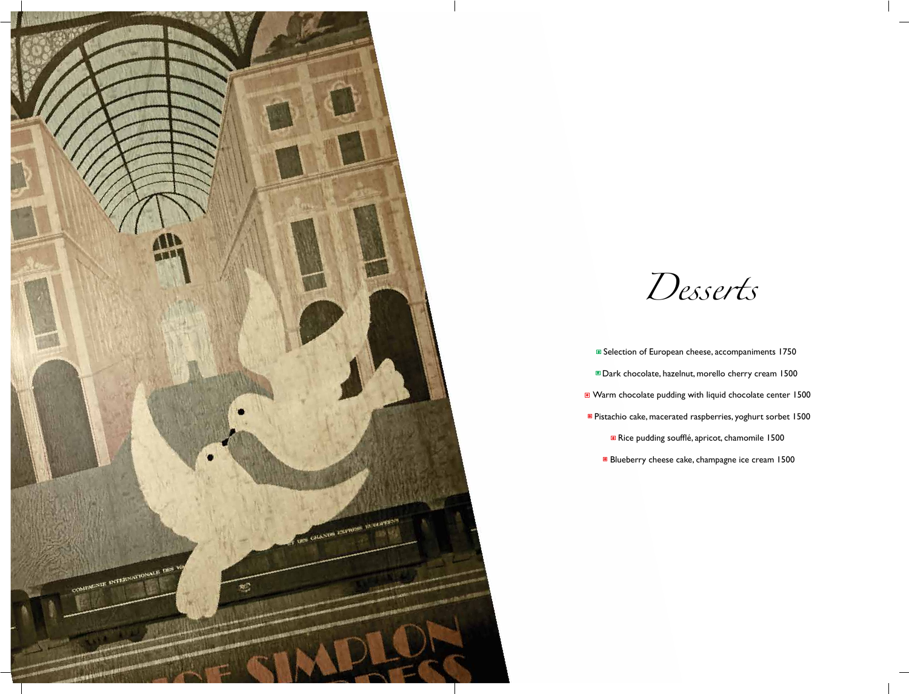# *Desserts*

- Selection of European cheese, accompaniments 1750
- Dark chocolate, hazelnut, morello cherry cream 1500
- Warm chocolate pudding with liquid chocolate center 1500
- Pistachio cake, macerated raspberries, yoghurt sorbet 1500
- Rice pudding soufflé, apricot, chamomile 1500
- Blueberry cheese cake, champagne ice cream 1500